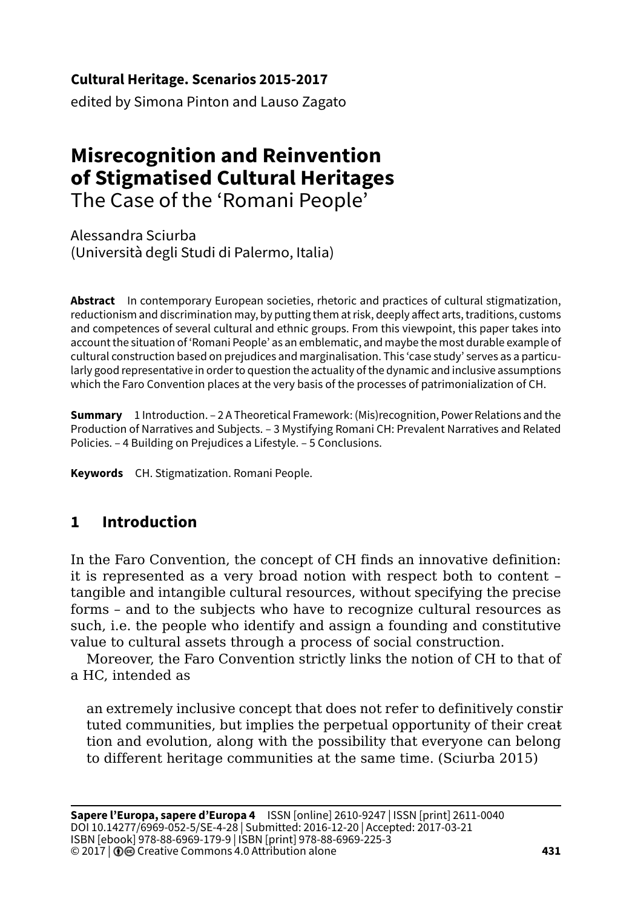**Cultural Heritage. Scenarios 2015-2017**
edited by Simona Pinton and Lauso Zagato

# Misrecognition and Reinvention of Stigmatised Cultural Heritages

## The Case of the 'Romani People'

Alessandra Sciurba
(Università degli Studi di Palermo, Italia)

**Abstract** In contemporary European societies, rhetoric and practices of cultural stigmatization, reductionism and discrimination may, by putting them at risk, deeply affect arts, traditions, customs and competences of several cultural and ethnic groups. From this viewpoint, this paper takes into account the situation of 'Romani People' as an emblematic, and maybe the most durable example of cultural construction based on prejudices and marginalisation. This 'case study' serves as a particularly good representative in order to question the actuality of the dynamic and inclusive assumptions which the Faro Convention places at the very basis of the processes of patrimonialization of CH.

**Summary** 1 Introduction. – 2 A Theoretical Framework: (Mis)recognition, Power Relations and the Production of Narratives and Subjects. – 3 Mystifying Romani CH: Prevalent Narratives and Related Policies. – 4 Building on Prejudices a Lifestyle. – 5 Conclusions.

**Keywords** CH. Stigmatization. Romani People.

## 1 Introduction

In the Faro Convention, the concept of CH finds an innovative definition: it is represented as a very broad notion with respect both to content – tangible and intangible cultural resources, without specifying the precise forms – and to the subjects who have to recognize cultural resources as such, i.e. the people who identify and assign a founding and constitutive value to cultural assets through a process of social construction.

Moreover, the Faro Convention strictly links the notion of CH to that of a HC, intended as

> an extremely inclusive concept that does not refer to definitively constituted communities, but implies the perpetual opportunity of their creation and evolution, along with the possibility that everyone can belong to different heritage communities at the same time. (Sciurba 2015)

**Sapere l'Europa, sapere d'Europa 4** ISSN [online] 2610-9247 | ISSN [print] 2611-0040
DOI 10.14277/6969-052-5/SE-4-28 | Submitted: 2016-12-20 | Accepted: 2017-03-21
ISBN [ebook] 978-88-6969-179-9 | ISBN [print] 978-88-6969-225-3
© 2017 | Creative Commons 4.0 Attribution alone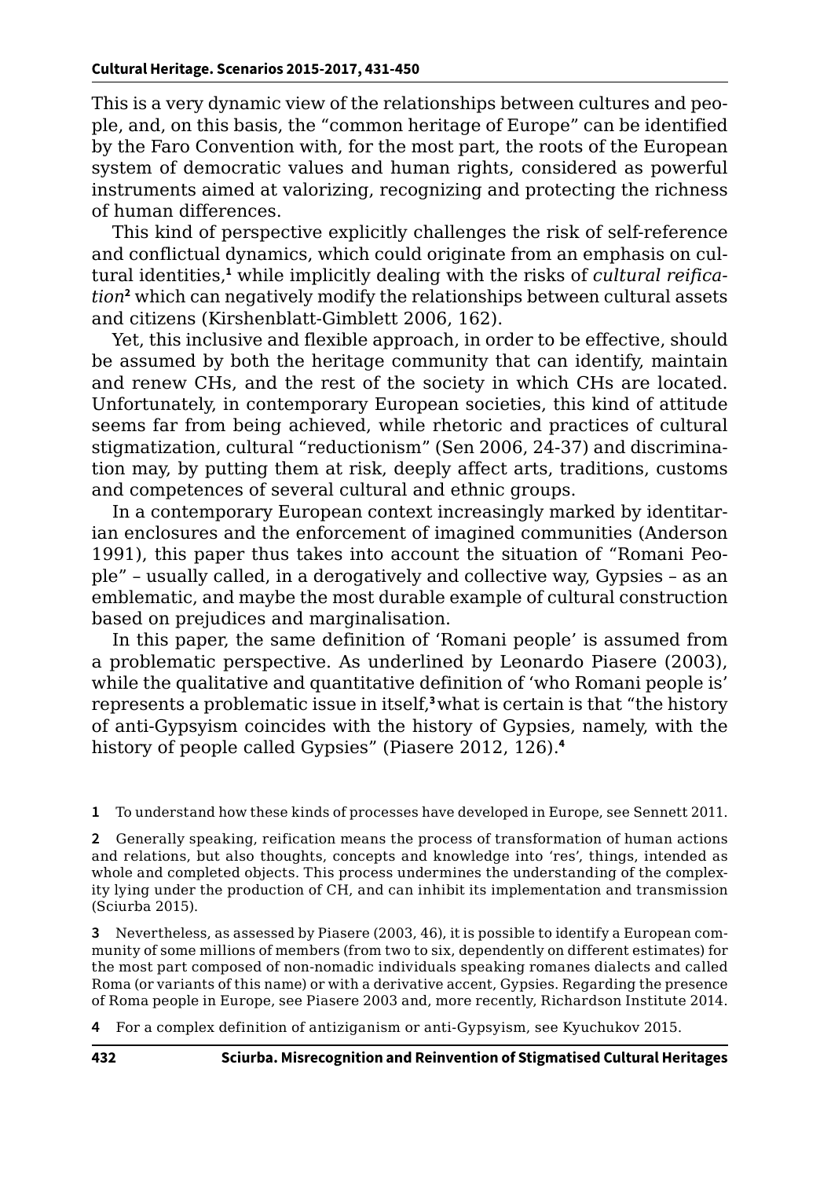This is a very dynamic view of the relationships between cultures and people, and, on this basis, the "common heritage of Europe" can be identified by the Faro Convention with, for the most part, the roots of the European system of democratic values and human rights, considered as powerful instruments aimed at valorizing, recognizing and protecting the richness of human differences.

This kind of perspective explicitly challenges the risk of self-reference and conflictual dynamics, which could originate from an emphasis on cultural identities,[1] while implicitly dealing with the risks of *cultural reification*[2] which can negatively modify the relationships between cultural assets and citizens (Kirshenblatt-Gimblett 2006, 162).

Yet, this inclusive and flexible approach, in order to be effective, should be assumed by both the heritage community that can identify, maintain and renew CHs, and the rest of the society in which CHs are located. Unfortunately, in contemporary European societies, this kind of attitude seems far from being achieved, while rhetoric and practices of cultural stigmatization, cultural "reductionism" (Sen 2006, 24-37) and discrimination may, by putting them at risk, deeply affect arts, traditions, customs and competences of several cultural and ethnic groups.

In a contemporary European context increasingly marked by identitarian enclosures and the enforcement of imagined communities (Anderson 1991), this paper thus takes into account the situation of "Romani People" – usually called, in a derogatively and collective way, Gypsies – as an emblematic, and maybe the most durable example of cultural construction based on prejudices and marginalisation.

In this paper, the same definition of 'Romani people' is assumed from a problematic perspective. As underlined by Leonardo Piasere (2003), while the qualitative and quantitative definition of 'who Romani people is' represents a problematic issue in itself,[3] what is certain is that "the history of anti-Gypsyism coincides with the history of Gypsies, namely, with the history of people called Gypsies" (Piasere 2012, 126).[4]

---

**1** To understand how these kinds of processes have developed in Europe, see Sennett 2011.

**2** Generally speaking, reification means the process of transformation of human actions and relations, but also thoughts, concepts and knowledge into 'res', things, intended as whole and completed objects. This process undermines the understanding of the complexity lying under the production of CH, and can inhibit its implementation and transmission (Sciurba 2015).

**3** Nevertheless, as assessed by Piasere (2003, 46), it is possible to identify a European community of some millions of members (from two to six, dependently on different estimates) for the most part composed of non-nomadic individuals speaking romanes dialects and called Roma (or variants of this name) or with a derivative accent, Gypsies. Regarding the presence of Roma people in Europe, see Piasere 2003 and, more recently, Richardson Institute 2014.

**4** For a complex definition of antiziganism or anti-Gypsyism, see Kyuchukov 2015.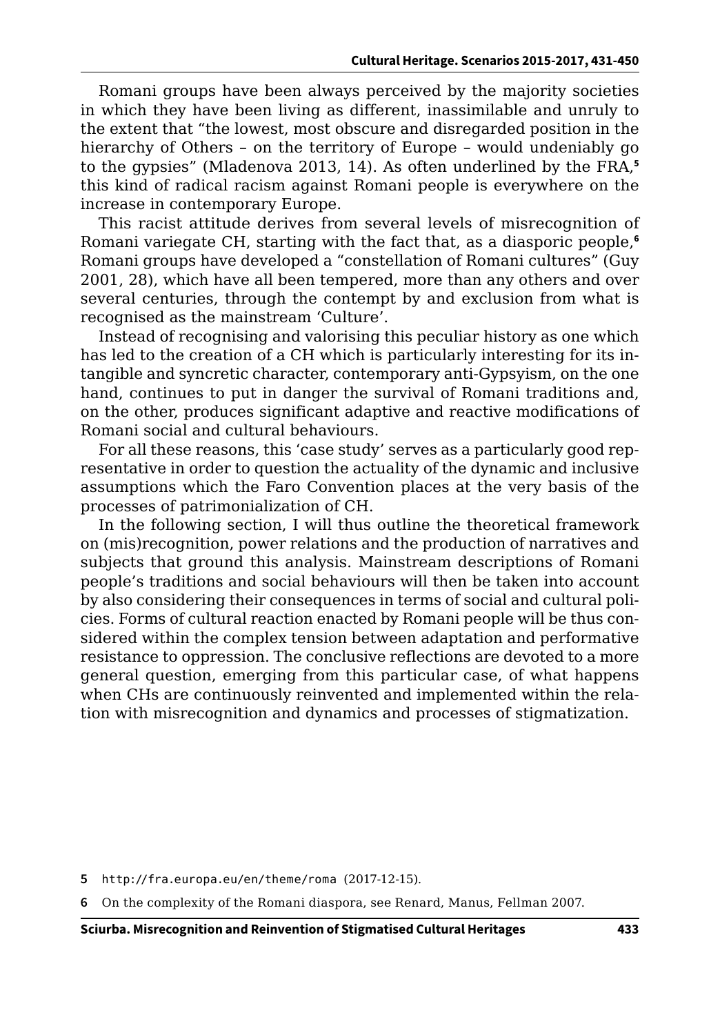Romani groups have been always perceived by the majority societies in which they have been living as different, inassimilable and unruly to the extent that "the lowest, most obscure and disregarded position in the hierarchy of Others – on the territory of Europe – would undeniably go to the gypsies" (Mladenova 2013, 14). As often underlined by the FRA,[5] this kind of radical racism against Romani people is everywhere on the increase in contemporary Europe.

This racist attitude derives from several levels of misrecognition of Romani variegate CH, starting with the fact that, as a diasporic people,[6] Romani groups have developed a "constellation of Romani cultures" (Guy 2001, 28), which have all been tempered, more than any others and over several centuries, through the contempt by and exclusion from what is recognised as the mainstream 'Culture'.

Instead of recognising and valorising this peculiar history as one which has led to the creation of a CH which is particularly interesting for its intangible and syncretic character, contemporary anti-Gypsyism, on the one hand, continues to put in danger the survival of Romani traditions and, on the other, produces significant adaptive and reactive modifications of Romani social and cultural behaviours.

For all these reasons, this 'case study' serves as a particularly good representative in order to question the actuality of the dynamic and inclusive assumptions which the Faro Convention places at the very basis of the processes of patrimonialization of CH.

In the following section, I will thus outline the theoretical framework on (mis)recognition, power relations and the production of narratives and subjects that ground this analysis. Mainstream descriptions of Romani people's traditions and social behaviours will then be taken into account by also considering their consequences in terms of social and cultural policies. Forms of cultural reaction enacted by Romani people will be thus considered within the complex tension between adaptation and performative resistance to oppression. The conclusive reflections are devoted to a more general question, emerging from this particular case, of what happens when CHs are continuously reinvented and implemented within the relation with misrecognition and dynamics and processes of stigmatization.

5 http://fra.europa.eu/en/theme/roma (2017-12-15).

6 On the complexity of the Romani diaspora, see Renard, Manus, Fellman 2007.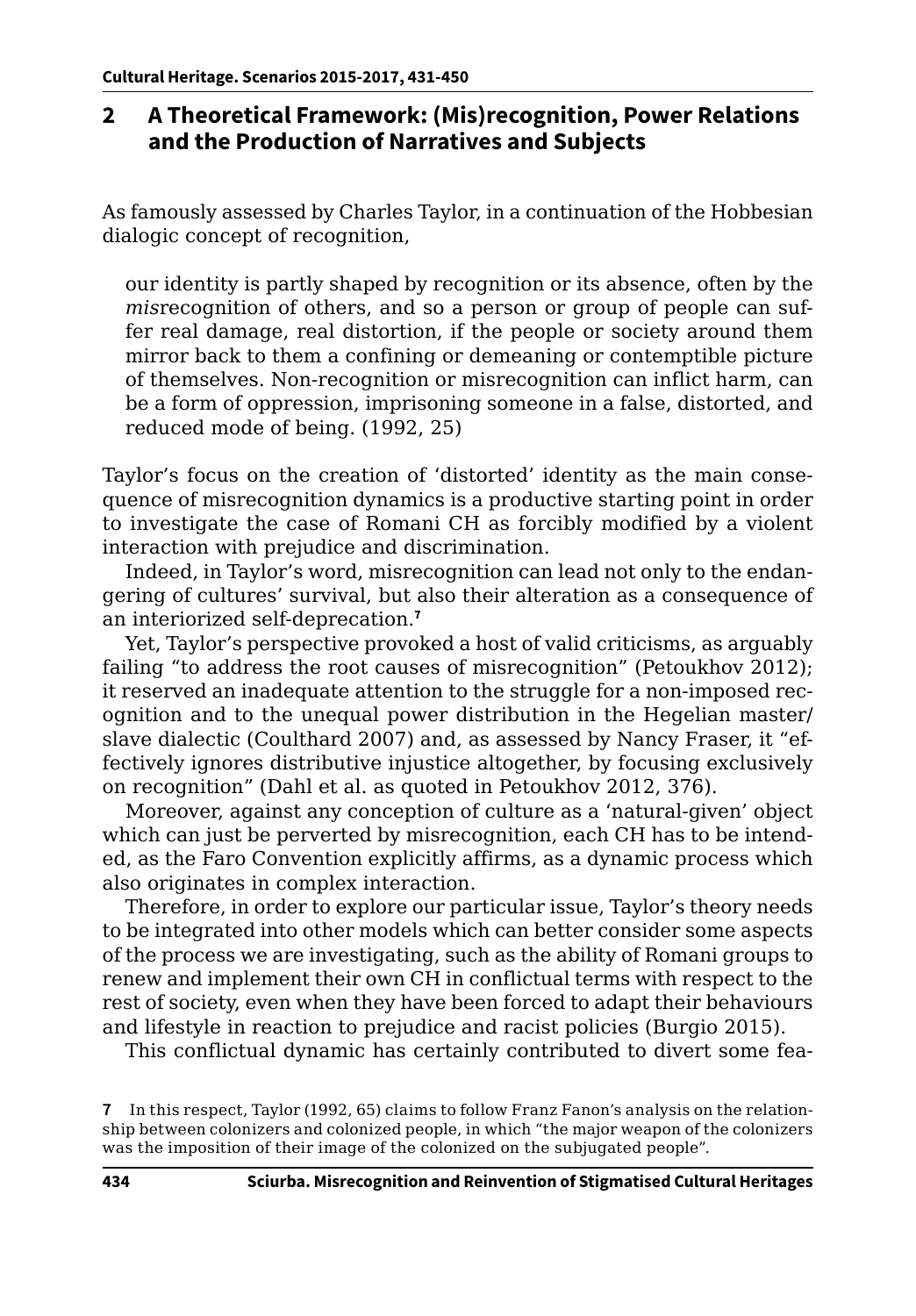## 2 A Theoretical Framework: (Mis)recognition, Power Relations and the Production of Narratives and Subjects

As famously assessed by Charles Taylor, in a continuation of the Hobbesian dialogic concept of recognition,

> our identity is partly shaped by recognition or its absence, often by the *mis*recognition of others, and so a person or group of people can suffer real damage, real distortion, if the people or society around them mirror back to them a confining or demeaning or contemptible picture of themselves. Non-recognition or misrecognition can inflict harm, can be a form of oppression, imprisoning someone in a false, distorted, and reduced mode of being. (1992, 25)

Taylor's focus on the creation of 'distorted' identity as the main consequence of misrecognition dynamics is a productive starting point in order to investigate the case of Romani CH as forcibly modified by a violent interaction with prejudice and discrimination.

Indeed, in Taylor's word, misrecognition can lead not only to the endangering of cultures' survival, but also their alteration as a consequence of an interiorized self-deprecation.[7]

Yet, Taylor's perspective provoked a host of valid criticisms, as arguably failing "to address the root causes of misrecognition" (Petoukhov 2012); it reserved an inadequate attention to the struggle for a non-imposed recognition and to the unequal power distribution in the Hegelian master/slave dialectic (Coulthard 2007) and, as assessed by Nancy Fraser, it "effectively ignores distributive injustice altogether, by focusing exclusively on recognition" (Dahl et al. as quoted in Petoukhov 2012, 376).

Moreover, against any conception of culture as a 'natural-given' object which can just be perverted by misrecognition, each CH has to be intended, as the Faro Convention explicitly affirms, as a dynamic process which also originates in complex interaction.

Therefore, in order to explore our particular issue, Taylor's theory needs to be integrated into other models which can better consider some aspects of the process we are investigating, such as the ability of Romani groups to renew and implement their own CH in conflictual terms with respect to the rest of society, even when they have been forced to adapt their behaviours and lifestyle in reaction to prejudice and racist policies (Burgio 2015).

This conflictual dynamic has certainly contributed to divert some fea-

[7] In this respect, Taylor (1992, 65) claims to follow Franz Fanon's analysis on the relationship between colonizers and colonized people, in which "the major weapon of the colonizers was the imposition of their image of the colonized on the subjugated people".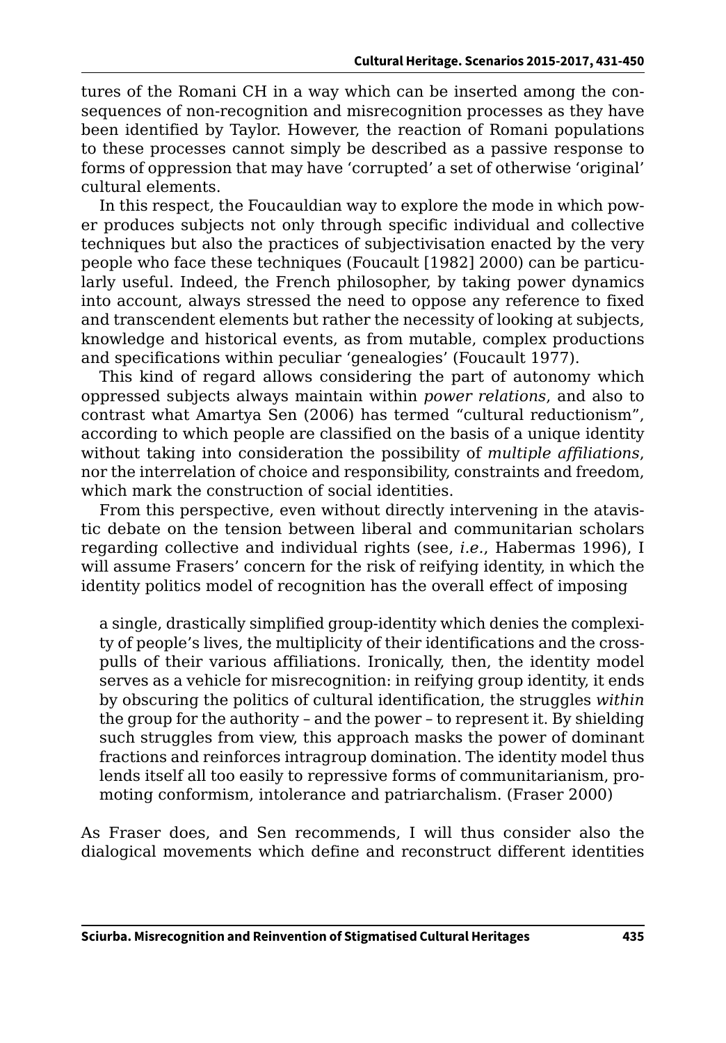tures of the Romani CH in a way which can be inserted among the consequences of non-recognition and misrecognition processes as they have been identified by Taylor. However, the reaction of Romani populations to these processes cannot simply be described as a passive response to forms of oppression that may have 'corrupted' a set of otherwise 'original' cultural elements.

In this respect, the Foucauldian way to explore the mode in which power produces subjects not only through specific individual and collective techniques but also the practices of subjectivisation enacted by the very people who face these techniques (Foucault [1982] 2000) can be particularly useful. Indeed, the French philosopher, by taking power dynamics into account, always stressed the need to oppose any reference to fixed and transcendent elements but rather the necessity of looking at subjects, knowledge and historical events, as from mutable, complex productions and specifications within peculiar 'genealogies' (Foucault 1977).

This kind of regard allows considering the part of autonomy which oppressed subjects always maintain within *power relations*, and also to contrast what Amartya Sen (2006) has termed "cultural reductionism", according to which people are classified on the basis of a unique identity without taking into consideration the possibility of *multiple affiliations*, nor the interrelation of choice and responsibility, constraints and freedom, which mark the construction of social identities.

From this perspective, even without directly intervening in the atavistic debate on the tension between liberal and communitarian scholars regarding collective and individual rights (see, *i.e.*, Habermas 1996), I will assume Frasers' concern for the risk of reifying identity, in which the identity politics model of recognition has the overall effect of imposing

> a single, drastically simplified group-identity which denies the complexity of people's lives, the multiplicity of their identifications and the cross-pulls of their various affiliations. Ironically, then, the identity model serves as a vehicle for misrecognition: in reifying group identity, it ends by obscuring the politics of cultural identification, the struggles *within* the group for the authority – and the power – to represent it. By shielding such struggles from view, this approach masks the power of dominant fractions and reinforces intragroup domination. The identity model thus lends itself all too easily to repressive forms of communitarianism, promoting conformism, intolerance and patriarchalism. (Fraser 2000)

As Fraser does, and Sen recommends, I will thus consider also the dialogical movements which define and reconstruct different identities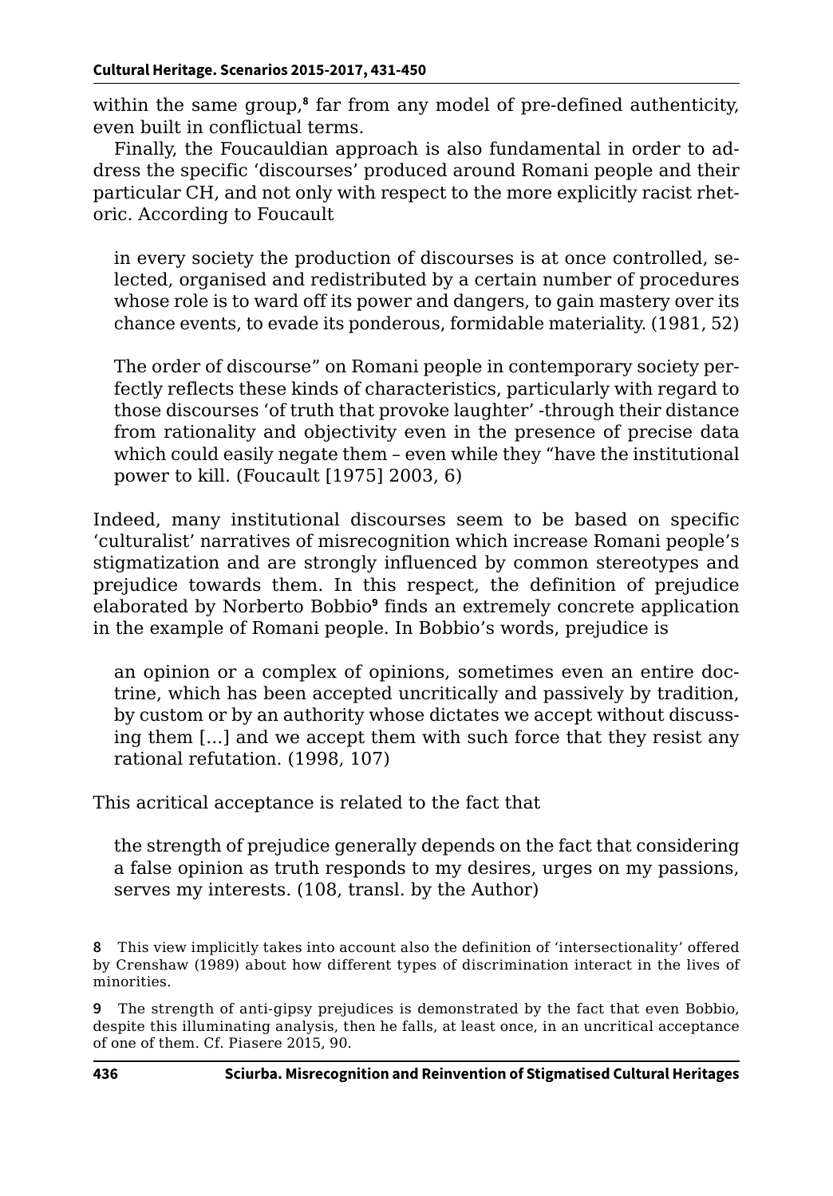within the same group,[8] far from any model of pre-defined authenticity, even built in conflictual terms.

Finally, the Foucauldian approach is also fundamental in order to address the specific 'discourses' produced around Romani people and their particular CH, and not only with respect to the more explicitly racist rhetoric. According to Foucault

> in every society the production of discourses is at once controlled, selected, organised and redistributed by a certain number of procedures whose role is to ward off its power and dangers, to gain mastery over its chance events, to evade its ponderous, formidable materiality. (1981, 52)

> The order of discourse" on Romani people in contemporary society perfectly reflects these kinds of characteristics, particularly with regard to those discourses 'of truth that provoke laughter' -through their distance from rationality and objectivity even in the presence of precise data which could easily negate them – even while they "have the institutional power to kill. (Foucault [1975] 2003, 6)

Indeed, many institutional discourses seem to be based on specific 'culturalist' narratives of misrecognition which increase Romani people's stigmatization and are strongly influenced by common stereotypes and prejudice towards them. In this respect, the definition of prejudice elaborated by Norberto Bobbio[9] finds an extremely concrete application in the example of Romani people. In Bobbio's words, prejudice is

> an opinion or a complex of opinions, sometimes even an entire doctrine, which has been accepted uncritically and passively by tradition, by custom or by an authority whose dictates we accept without discussing them […] and we accept them with such force that they resist any rational refutation. (1998, 107)

This acritical acceptance is related to the fact that

> the strength of prejudice generally depends on the fact that considering a false opinion as truth responds to my desires, urges on my passions, serves my interests. (108, transl. by the Author)

---

**8** This view implicitly takes into account also the definition of 'intersectionality' offered by Crenshaw (1989) about how different types of discrimination interact in the lives of minorities.

**9** The strength of anti-gipsy prejudices is demonstrated by the fact that even Bobbio, despite this illuminating analysis, then he falls, at least once, in an uncritical acceptance of one of them. Cf. Piasere 2015, 90.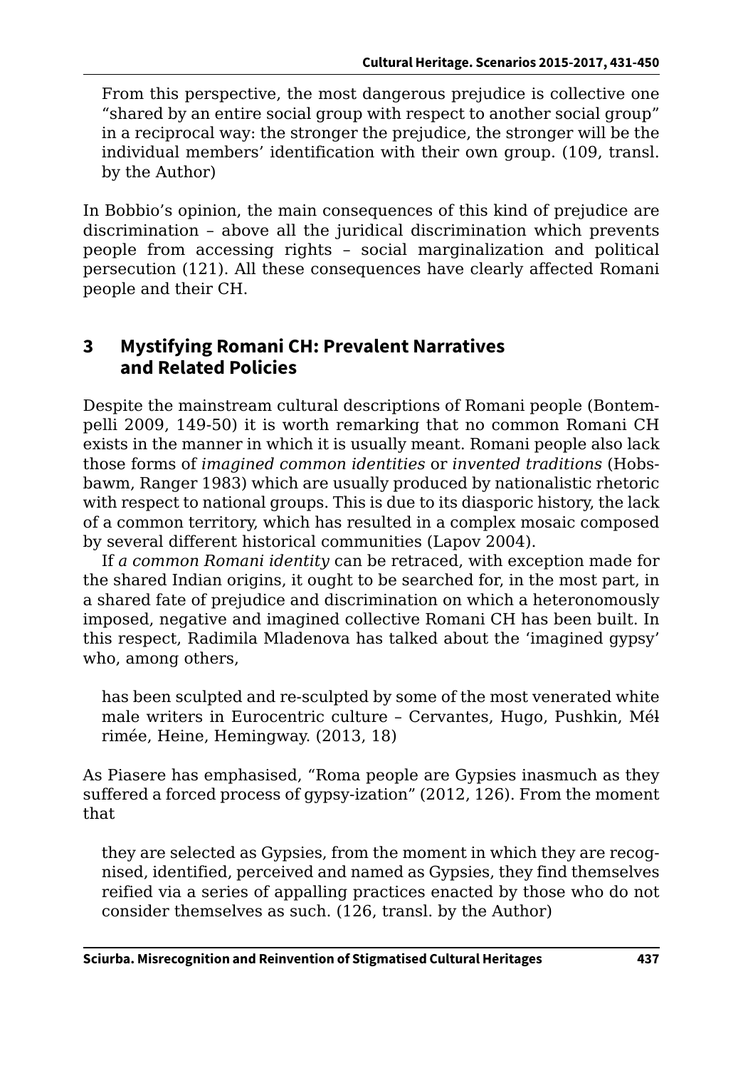From this perspective, the most dangerous prejudice is collective one "shared by an entire social group with respect to another social group" in a reciprocal way: the stronger the prejudice, the stronger will be the individual members' identification with their own group. (109, transl. by the Author)

In Bobbio's opinion, the main consequences of this kind of prejudice are discrimination – above all the juridical discrimination which prevents people from accessing rights – social marginalization and political persecution (121). All these consequences have clearly affected Romani people and their CH.

## 3 Mystifying Romani CH: Prevalent Narratives and Related Policies

Despite the mainstream cultural descriptions of Romani people (Bontempelli 2009, 149-50) it is worth remarking that no common Romani CH exists in the manner in which it is usually meant. Romani people also lack those forms of *imagined common identities* or *invented traditions* (Hobsbawm, Ranger 1983) which are usually produced by nationalistic rhetoric with respect to national groups. This is due to its diasporic history, the lack of a common territory, which has resulted in a complex mosaic composed by several different historical communities (Lapov 2004).

If *a common Romani identity* can be retraced, with exception made for the shared Indian origins, it ought to be searched for, in the most part, in a shared fate of prejudice and discrimination on which a heteronomously imposed, negative and imagined collective Romani CH has been built. In this respect, Radimila Mladenova has talked about the 'imagined gypsy' who, among others,

> has been sculpted and re-sculpted by some of the most venerated white male writers in Eurocentric culture – Cervantes, Hugo, Pushkin, Mérimée, Heine, Hemingway. (2013, 18)

As Piasere has emphasised, "Roma people are Gypsies inasmuch as they suffered a forced process of gypsy-ization" (2012, 126). From the moment that

> they are selected as Gypsies, from the moment in which they are recognised, identified, perceived and named as Gypsies, they find themselves reified via a series of appalling practices enacted by those who do not consider themselves as such. (126, transl. by the Author)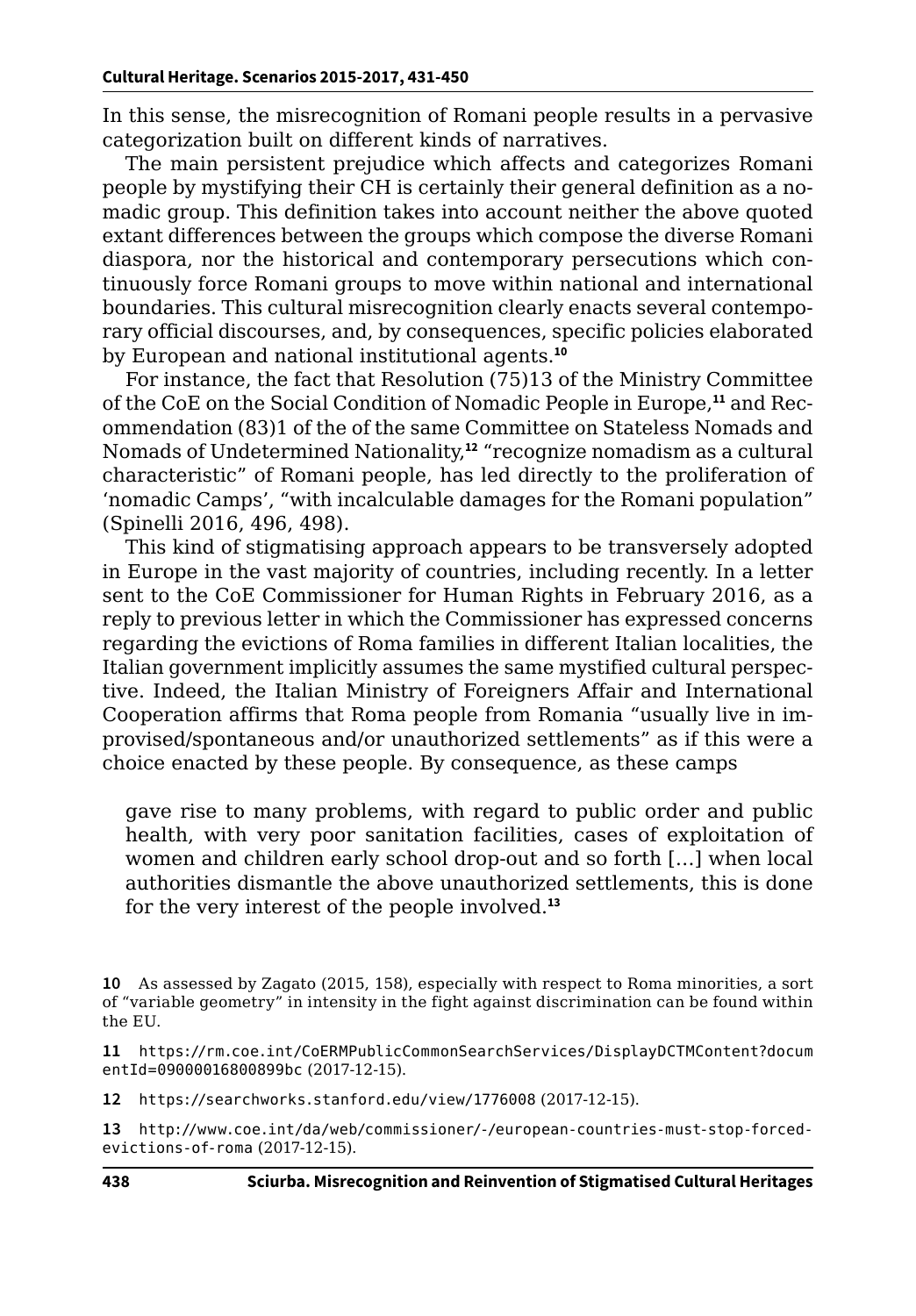In this sense, the misrecognition of Romani people results in a pervasive categorization built on different kinds of narratives.

The main persistent prejudice which affects and categorizes Romani people by mystifying their CH is certainly their general definition as a nomadic group. This definition takes into account neither the above quoted extant differences between the groups which compose the diverse Romani diaspora, nor the historical and contemporary persecutions which continuously force Romani groups to move within national and international boundaries. This cultural misrecognition clearly enacts several contemporary official discourses, and, by consequences, specific policies elaborated by European and national institutional agents.[10]

For instance, the fact that Resolution (75)13 of the Ministry Committee of the CoE on the Social Condition of Nomadic People in Europe,[11] and Recommendation (83)1 of the of the same Committee on Stateless Nomads and Nomads of Undetermined Nationality,[12] "recognize nomadism as a cultural characteristic" of Romani people, has led directly to the proliferation of 'nomadic Camps', "with incalculable damages for the Romani population" (Spinelli 2016, 496, 498).

This kind of stigmatising approach appears to be transversely adopted in Europe in the vast majority of countries, including recently. In a letter sent to the CoE Commissioner for Human Rights in February 2016, as a reply to previous letter in which the Commissioner has expressed concerns regarding the evictions of Roma families in different Italian localities, the Italian government implicitly assumes the same mystified cultural perspective. Indeed, the Italian Ministry of Foreigners Affair and International Cooperation affirms that Roma people from Romania "usually live in improvised/spontaneous and/or unauthorized settlements" as if this were a choice enacted by these people. By consequence, as these camps

> gave rise to many problems, with regard to public order and public health, with very poor sanitation facilities, cases of exploitation of women and children early school drop-out and so forth […] when local authorities dismantle the above unauthorized settlements, this is done for the very interest of the people involved.[13]

10 As assessed by Zagato (2015, 158), especially with respect to Roma minorities, a sort of "variable geometry" in intensity in the fight against discrimination can be found within the EU.

11 https://rm.coe.int/CoERMPublicCommonSearchServices/DisplayDCTMContent?documentId=09000016800899bc (2017-12-15).

12 https://searchworks.stanford.edu/view/1776008 (2017-12-15).

13 http://www.coe.int/da/web/commissioner/-/european-countries-must-stop-forced-evictions-of-roma (2017-12-15).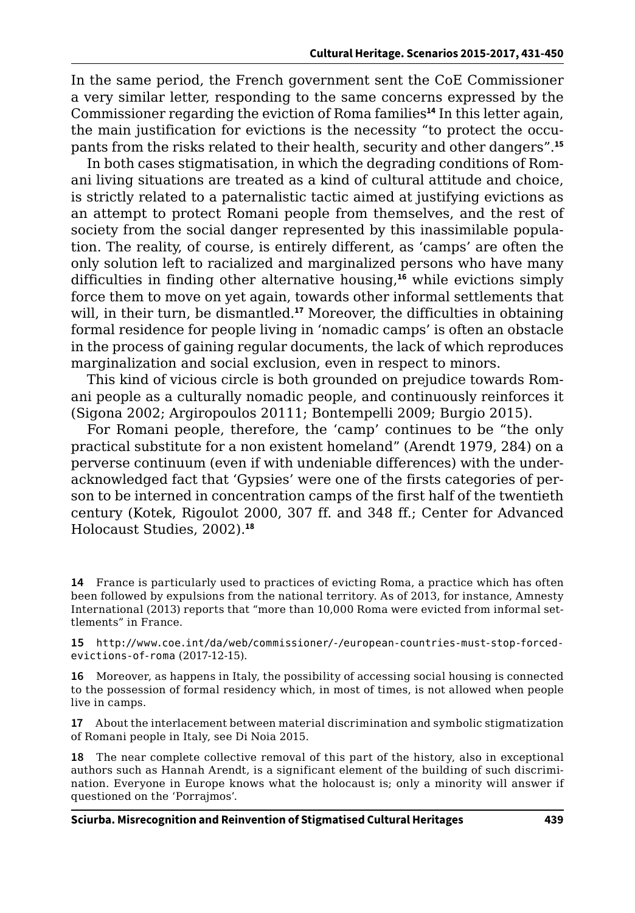In the same period, the French government sent the CoE Commissioner a very similar letter, responding to the same concerns expressed by the Commissioner regarding the eviction of Roma families[14] In this letter again, the main justification for evictions is the necessity "to protect the occupants from the risks related to their health, security and other dangers".[15]

In both cases stigmatisation, in which the degrading conditions of Romani living situations are treated as a kind of cultural attitude and choice, is strictly related to a paternalistic tactic aimed at justifying evictions as an attempt to protect Romani people from themselves, and the rest of society from the social danger represented by this inassimilable population. The reality, of course, is entirely different, as 'camps' are often the only solution left to racialized and marginalized persons who have many difficulties in finding other alternative housing,[16] while evictions simply force them to move on yet again, towards other informal settlements that will, in their turn, be dismantled.[17] Moreover, the difficulties in obtaining formal residence for people living in 'nomadic camps' is often an obstacle in the process of gaining regular documents, the lack of which reproduces marginalization and social exclusion, even in respect to minors.

This kind of vicious circle is both grounded on prejudice towards Romani people as a culturally nomadic people, and continuously reinforces it (Sigona 2002; Argiropoulos 20111; Bontempelli 2009; Burgio 2015).

For Romani people, therefore, the 'camp' continues to be "the only practical substitute for a non existent homeland" (Arendt 1979, 284) on a perverse continuum (even if with undeniable differences) with the under-acknowledged fact that 'Gypsies' were one of the firsts categories of person to be interned in concentration camps of the first half of the twentieth century (Kotek, Rigoulot 2000, 307 ff. and 348 ff.; Center for Advanced Holocaust Studies, 2002).[18]

**14** France is particularly used to practices of evicting Roma, a practice which has often been followed by expulsions from the national territory. As of 2013, for instance, Amnesty International (2013) reports that "more than 10,000 Roma were evicted from informal settlements" in France.

**15** http://www.coe.int/da/web/commissioner/-/european-countries-must-stop-forced-evictions-of-roma (2017-12-15).

**16** Moreover, as happens in Italy, the possibility of accessing social housing is connected to the possession of formal residency which, in most of times, is not allowed when people live in camps.

**17** About the interlacement between material discrimination and symbolic stigmatization of Romani people in Italy, see Di Noia 2015.

**18** The near complete collective removal of this part of the history, also in exceptional authors such as Hannah Arendt, is a significant element of the building of such discrimination. Everyone in Europe knows what the holocaust is; only a minority will answer if questioned on the 'Porrajmos'.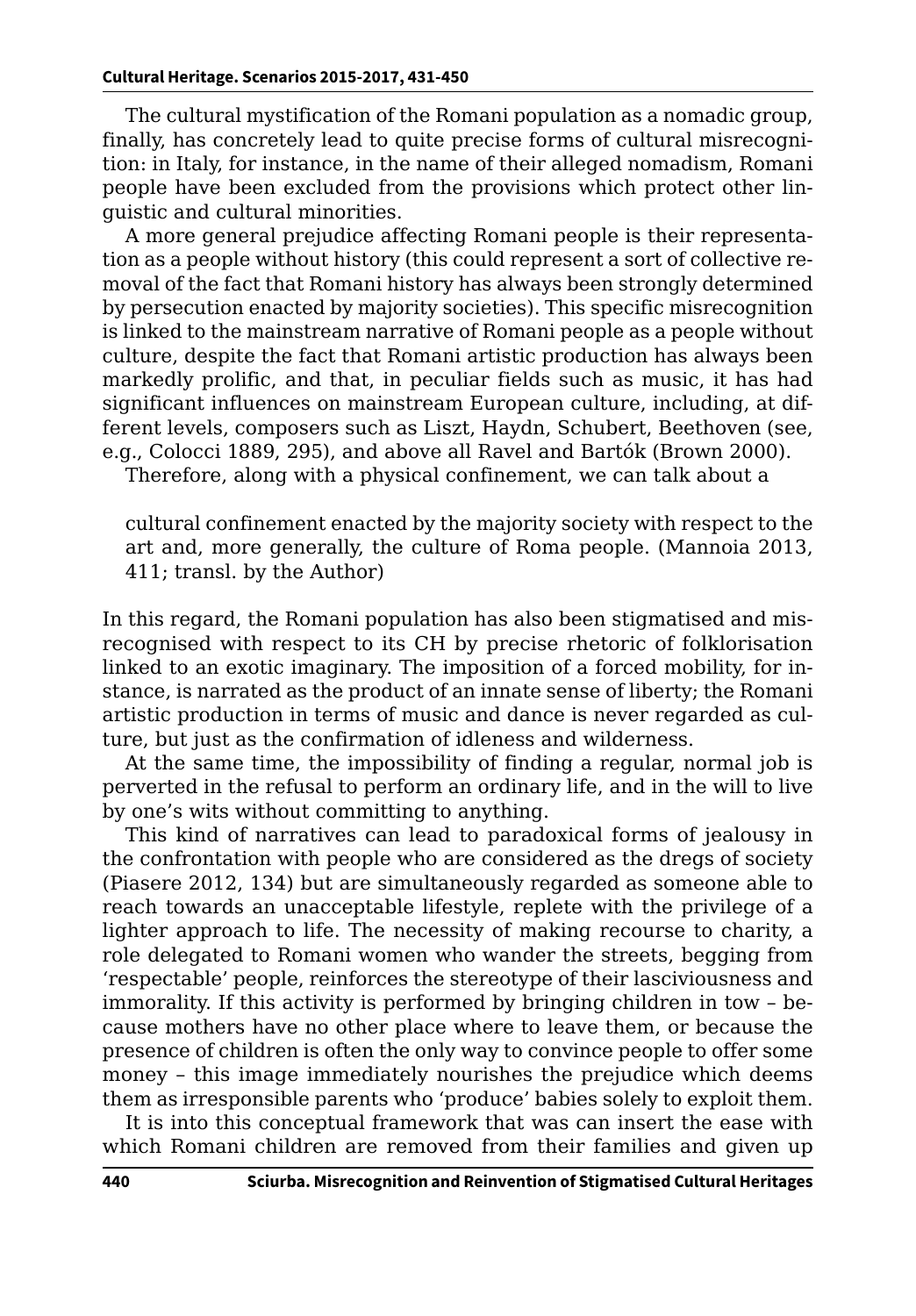The cultural mystification of the Romani population as a nomadic group, finally, has concretely lead to quite precise forms of cultural misrecognition: in Italy, for instance, in the name of their alleged nomadism, Romani people have been excluded from the provisions which protect other linguistic and cultural minorities.

A more general prejudice affecting Romani people is their representation as a people without history (this could represent a sort of collective removal of the fact that Romani history has always been strongly determined by persecution enacted by majority societies). This specific misrecognition is linked to the mainstream narrative of Romani people as a people without culture, despite the fact that Romani artistic production has always been markedly prolific, and that, in peculiar fields such as music, it has had significant influences on mainstream European culture, including, at different levels, composers such as Liszt, Haydn, Schubert, Beethoven (see, e.g., Colocci 1889, 295), and above all Ravel and Bartók (Brown 2000).

Therefore, along with a physical confinement, we can talk about a

> cultural confinement enacted by the majority society with respect to the art and, more generally, the culture of Roma people. (Mannoia 2013, 411; transl. by the Author)

In this regard, the Romani population has also been stigmatised and misrecognised with respect to its CH by precise rhetoric of folklorisation linked to an exotic imaginary. The imposition of a forced mobility, for instance, is narrated as the product of an innate sense of liberty; the Romani artistic production in terms of music and dance is never regarded as culture, but just as the confirmation of idleness and wilderness.

At the same time, the impossibility of finding a regular, normal job is perverted in the refusal to perform an ordinary life, and in the will to live by one's wits without committing to anything.

This kind of narratives can lead to paradoxical forms of jealousy in the confrontation with people who are considered as the dregs of society (Piasere 2012, 134) but are simultaneously regarded as someone able to reach towards an unacceptable lifestyle, replete with the privilege of a lighter approach to life. The necessity of making recourse to charity, a role delegated to Romani women who wander the streets, begging from 'respectable' people, reinforces the stereotype of their lasciviousness and immorality. If this activity is performed by bringing children in tow – because mothers have no other place where to leave them, or because the presence of children is often the only way to convince people to offer some money – this image immediately nourishes the prejudice which deems them as irresponsible parents who 'produce' babies solely to exploit them.

It is into this conceptual framework that was can insert the ease with which Romani children are removed from their families and given up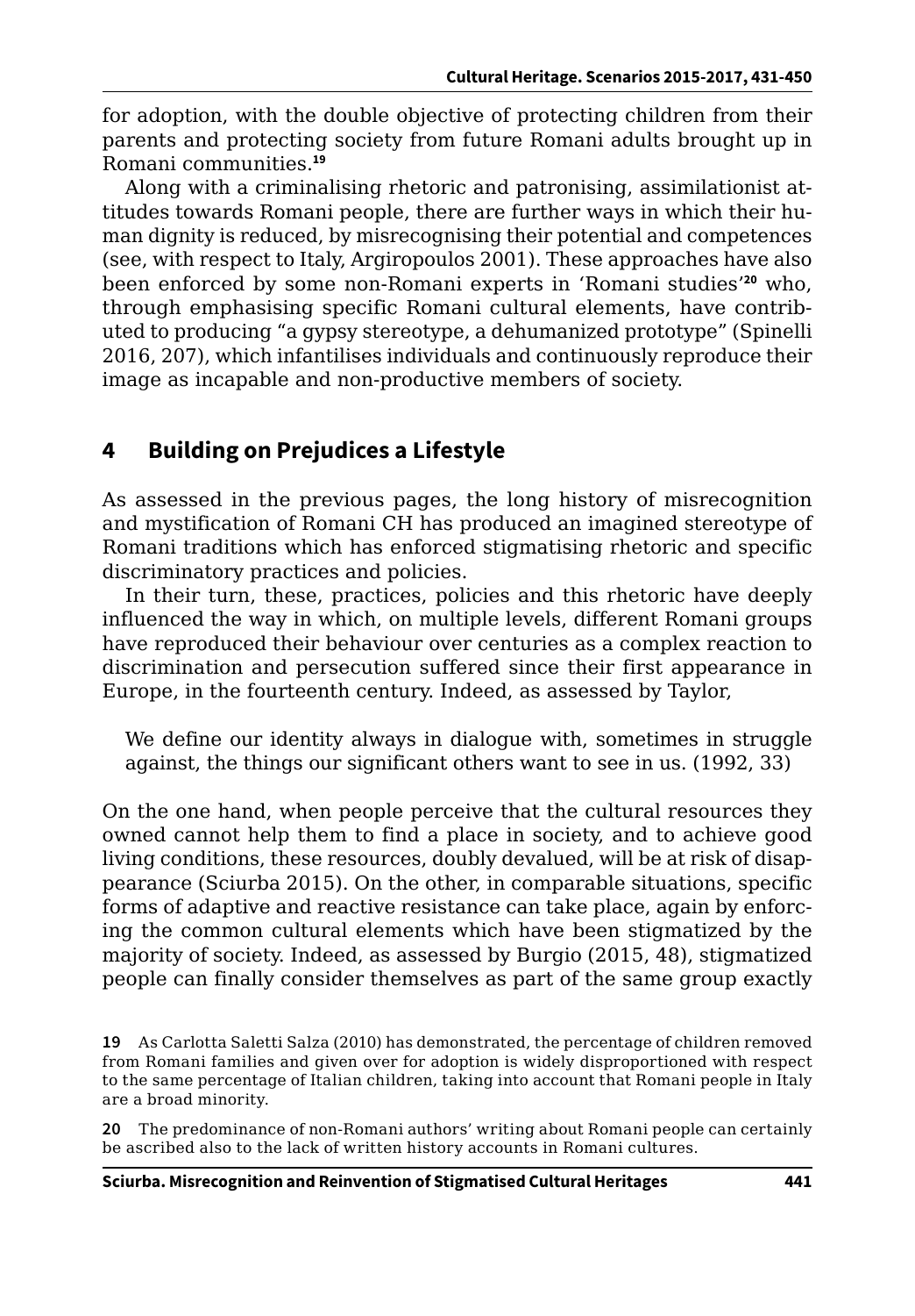for adoption, with the double objective of protecting children from their parents and protecting society from future Romani adults brought up in Romani communities.[19]

Along with a criminalising rhetoric and patronising, assimilationist attitudes towards Romani people, there are further ways in which their human dignity is reduced, by misrecognising their potential and competences (see, with respect to Italy, Argiropoulos 2001). These approaches have also been enforced by some non-Romani experts in 'Romani studies'[20] who, through emphasising specific Romani cultural elements, have contributed to producing "a gypsy stereotype, a dehumanized prototype" (Spinelli 2016, 207), which infantilises individuals and continuously reproduce their image as incapable and non-productive members of society.

## 4 Building on Prejudices a Lifestyle

As assessed in the previous pages, the long history of misrecognition and mystification of Romani CH has produced an imagined stereotype of Romani traditions which has enforced stigmatising rhetoric and specific discriminatory practices and policies.

In their turn, these, practices, policies and this rhetoric have deeply influenced the way in which, on multiple levels, different Romani groups have reproduced their behaviour over centuries as a complex reaction to discrimination and persecution suffered since their first appearance in Europe, in the fourteenth century. Indeed, as assessed by Taylor,

> We define our identity always in dialogue with, sometimes in struggle against, the things our significant others want to see in us. (1992, 33)

On the one hand, when people perceive that the cultural resources they owned cannot help them to find a place in society, and to achieve good living conditions, these resources, doubly devalued, will be at risk of disappearance (Sciurba 2015). On the other, in comparable situations, specific forms of adaptive and reactive resistance can take place, again by enforcing the common cultural elements which have been stigmatized by the majority of society. Indeed, as assessed by Burgio (2015, 48), stigmatized people can finally consider themselves as part of the same group exactly

19 As Carlotta Saletti Salza (2010) has demonstrated, the percentage of children removed from Romani families and given over for adoption is widely disproportioned with respect to the same percentage of Italian children, taking into account that Romani people in Italy are a broad minority.

20 The predominance of non-Romani authors' writing about Romani people can certainly be ascribed also to the lack of written history accounts in Romani cultures.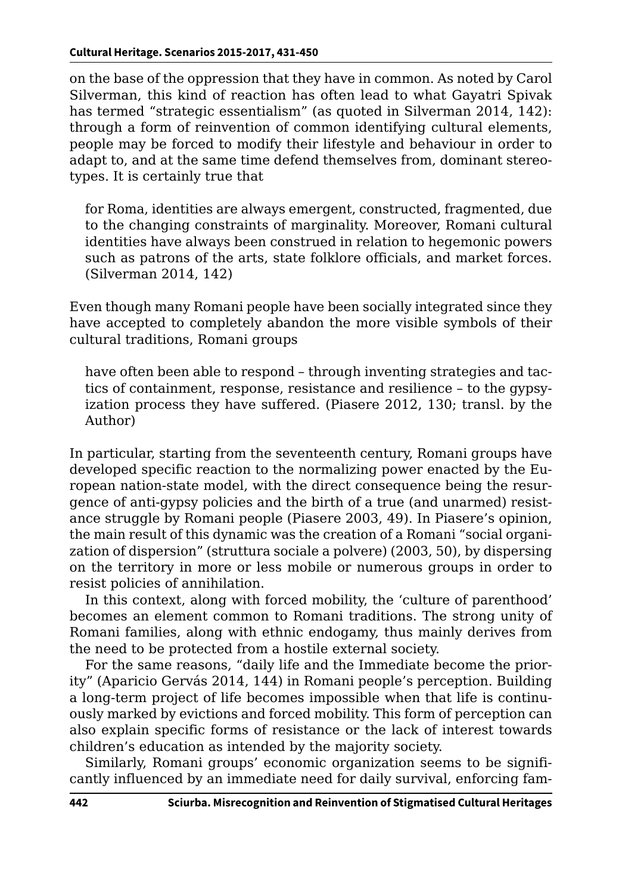on the base of the oppression that they have in common. As noted by Carol Silverman, this kind of reaction has often lead to what Gayatri Spivak has termed "strategic essentialism" (as quoted in Silverman 2014, 142): through a form of reinvention of common identifying cultural elements, people may be forced to modify their lifestyle and behaviour in order to adapt to, and at the same time defend themselves from, dominant stereotypes. It is certainly true that

> for Roma, identities are always emergent, constructed, fragmented, due to the changing constraints of marginality. Moreover, Romani cultural identities have always been construed in relation to hegemonic powers such as patrons of the arts, state folklore officials, and market forces. (Silverman 2014, 142)

Even though many Romani people have been socially integrated since they have accepted to completely abandon the more visible symbols of their cultural traditions, Romani groups

> have often been able to respond – through inventing strategies and tactics of containment, response, resistance and resilience – to the gypsyization process they have suffered. (Piasere 2012, 130; transl. by the Author)

In particular, starting from the seventeenth century, Romani groups have developed specific reaction to the normalizing power enacted by the European nation-state model, with the direct consequence being the resurgence of anti-gypsy policies and the birth of a true (and unarmed) resistance struggle by Romani people (Piasere 2003, 49). In Piasere's opinion, the main result of this dynamic was the creation of a Romani "social organization of dispersion" (struttura sociale a polvere) (2003, 50), by dispersing on the territory in more or less mobile or numerous groups in order to resist policies of annihilation.

In this context, along with forced mobility, the 'culture of parenthood' becomes an element common to Romani traditions. The strong unity of Romani families, along with ethnic endogamy, thus mainly derives from the need to be protected from a hostile external society.

For the same reasons, "daily life and the Immediate become the priority" (Aparicio Gervás 2014, 144) in Romani people's perception. Building a long-term project of life becomes impossible when that life is continuously marked by evictions and forced mobility. This form of perception can also explain specific forms of resistance or the lack of interest towards children's education as intended by the majority society.

Similarly, Romani groups' economic organization seems to be significantly influenced by an immediate need for daily survival, enforcing fam-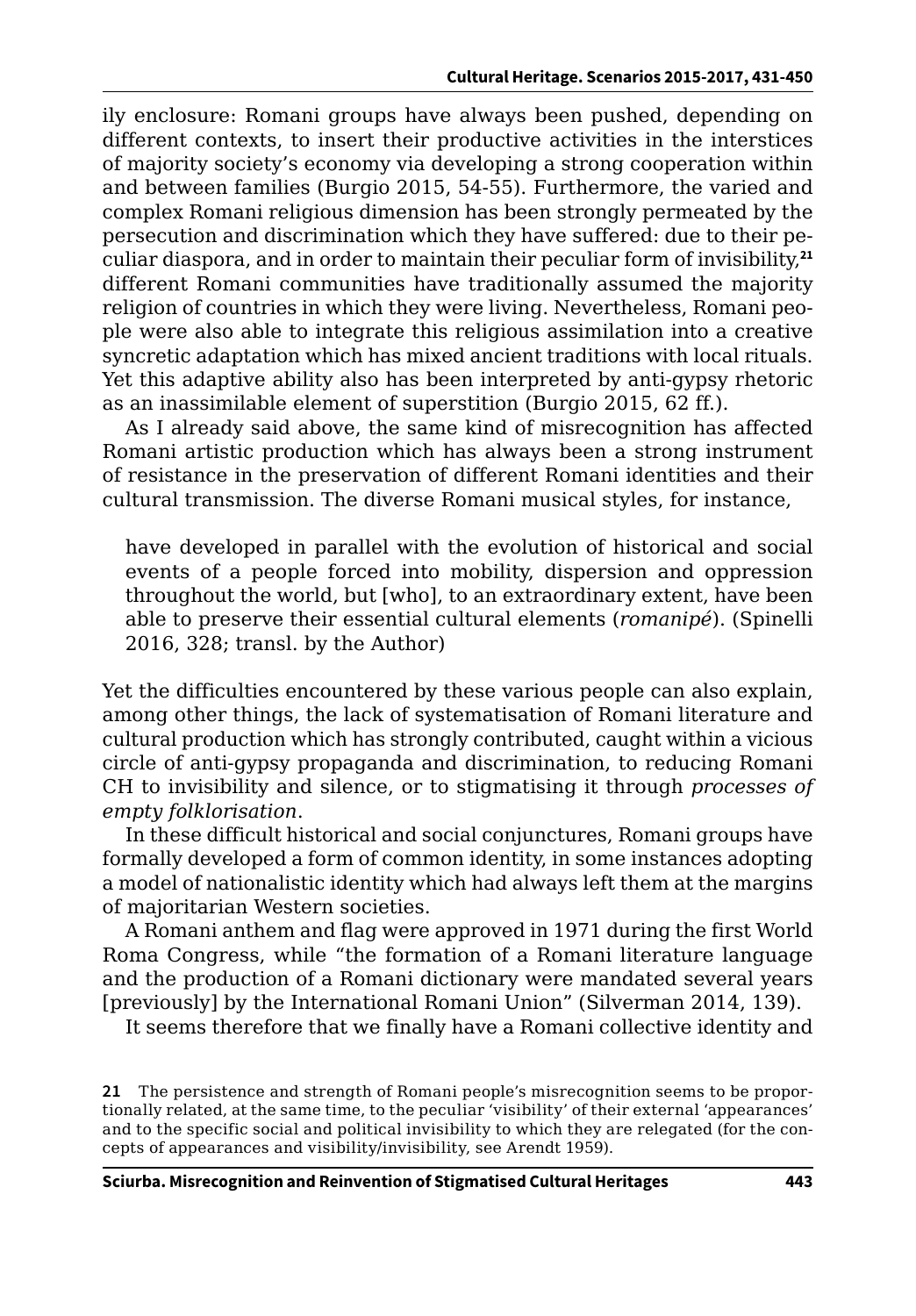ily enclosure: Romani groups have always been pushed, depending on different contexts, to insert their productive activities in the interstices of majority society's economy via developing a strong cooperation within and between families (Burgio 2015, 54-55). Furthermore, the varied and complex Romani religious dimension has been strongly permeated by the persecution and discrimination which they have suffered: due to their peculiar diaspora, and in order to maintain their peculiar form of invisibility,[21] different Romani communities have traditionally assumed the majority religion of countries in which they were living. Nevertheless, Romani people were also able to integrate this religious assimilation into a creative syncretic adaptation which has mixed ancient traditions with local rituals. Yet this adaptive ability also has been interpreted by anti-gypsy rhetoric as an inassimilable element of superstition (Burgio 2015, 62 ff.).

As I already said above, the same kind of misrecognition has affected Romani artistic production which has always been a strong instrument of resistance in the preservation of different Romani identities and their cultural transmission. The diverse Romani musical styles, for instance,

> have developed in parallel with the evolution of historical and social events of a people forced into mobility, dispersion and oppression throughout the world, but [who], to an extraordinary extent, have been able to preserve their essential cultural elements (*romanipé*). (Spinelli 2016, 328; transl. by the Author)

Yet the difficulties encountered by these various people can also explain, among other things, the lack of systematisation of Romani literature and cultural production which has strongly contributed, caught within a vicious circle of anti-gypsy propaganda and discrimination, to reducing Romani CH to invisibility and silence, or to stigmatising it through *processes of empty folklorisation*.

In these difficult historical and social conjunctures, Romani groups have formally developed a form of common identity, in some instances adopting a model of nationalistic identity which had always left them at the margins of majoritarian Western societies.

A Romani anthem and flag were approved in 1971 during the first World Roma Congress, while "the formation of a Romani literature language and the production of a Romani dictionary were mandated several years [previously] by the International Romani Union" (Silverman 2014, 139).

It seems therefore that we finally have a Romani collective identity and

21 The persistence and strength of Romani people's misrecognition seems to be proportionally related, at the same time, to the peculiar 'visibility' of their external 'appearances' and to the specific social and political invisibility to which they are relegated (for the concepts of appearances and visibility/invisibility, see Arendt 1959).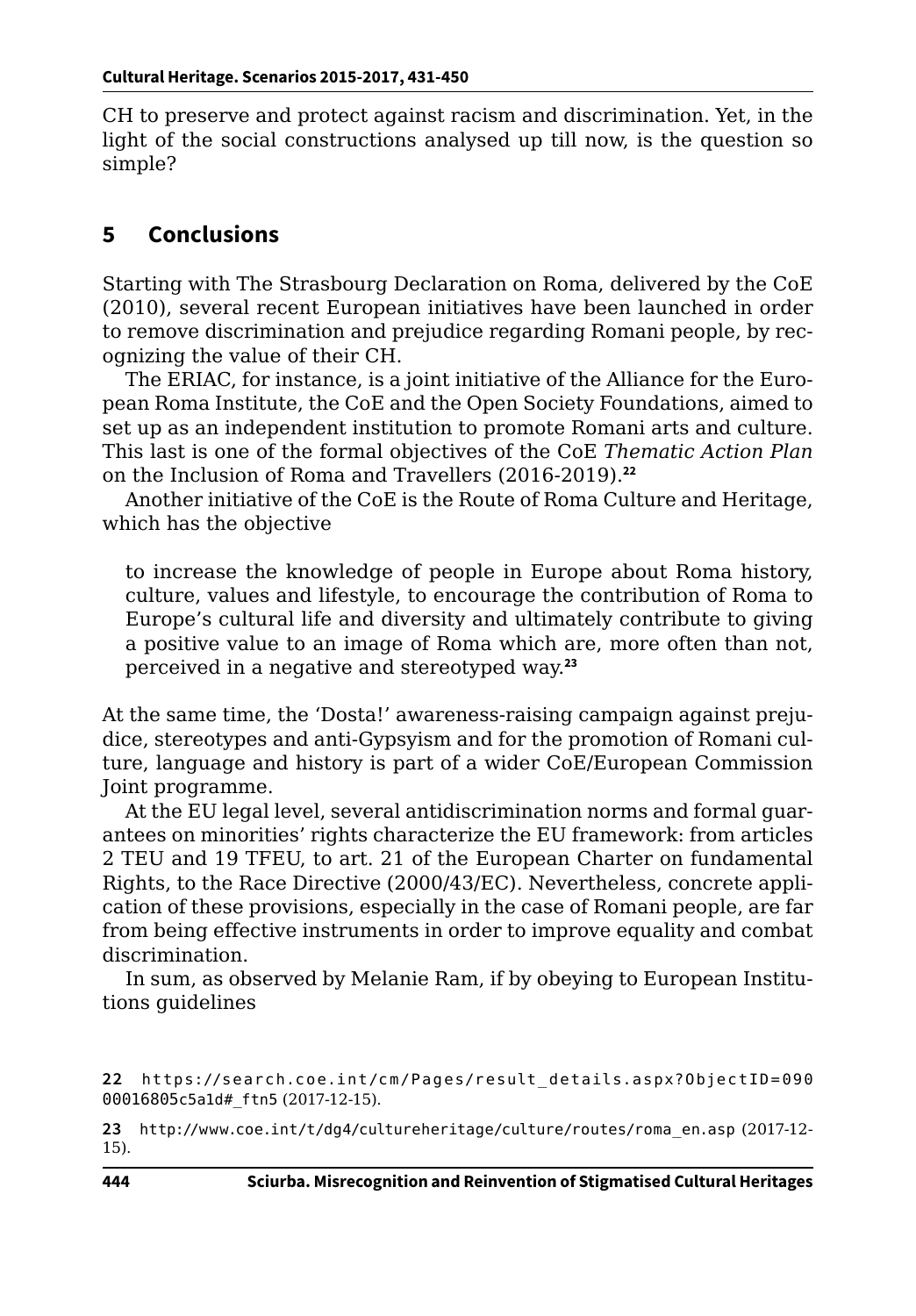CH to preserve and protect against racism and discrimination. Yet, in the light of the social constructions analysed up till now, is the question so simple?

## 5 Conclusions

Starting with The Strasbourg Declaration on Roma, delivered by the CoE (2010), several recent European initiatives have been launched in order to remove discrimination and prejudice regarding Romani people, by recognizing the value of their CH.

The ERIAC, for instance, is a joint initiative of the Alliance for the European Roma Institute, the CoE and the Open Society Foundations, aimed to set up as an independent institution to promote Romani arts and culture. This last is one of the formal objectives of the CoE *Thematic Action Plan* on the Inclusion of Roma and Travellers (2016-2019).[22]

Another initiative of the CoE is the Route of Roma Culture and Heritage, which has the objective

> to increase the knowledge of people in Europe about Roma history, culture, values and lifestyle, to encourage the contribution of Roma to Europe's cultural life and diversity and ultimately contribute to giving a positive value to an image of Roma which are, more often than not, perceived in a negative and stereotyped way.[23]

At the same time, the 'Dosta!' awareness-raising campaign against prejudice, stereotypes and anti-Gypsyism and for the promotion of Romani culture, language and history is part of a wider CoE/European Commission Joint programme.

At the EU legal level, several antidiscrimination norms and formal guarantees on minorities' rights characterize the EU framework: from articles 2 TEU and 19 TFEU, to art. 21 of the European Charter on fundamental Rights, to the Race Directive (2000/43/EC). Nevertheless, concrete application of these provisions, especially in the case of Romani people, are far from being effective instruments in order to improve equality and combat discrimination.

In sum, as observed by Melanie Ram, if by obeying to European Institutions guidelines

---

22 https://search.coe.int/cm/Pages/result_details.aspx?ObjectID=09000016805c5a1d#_ftn5 (2017-12-15).

23 http://www.coe.int/t/dg4/cultureheritage/culture/routes/roma_en.asp (2017-12-15).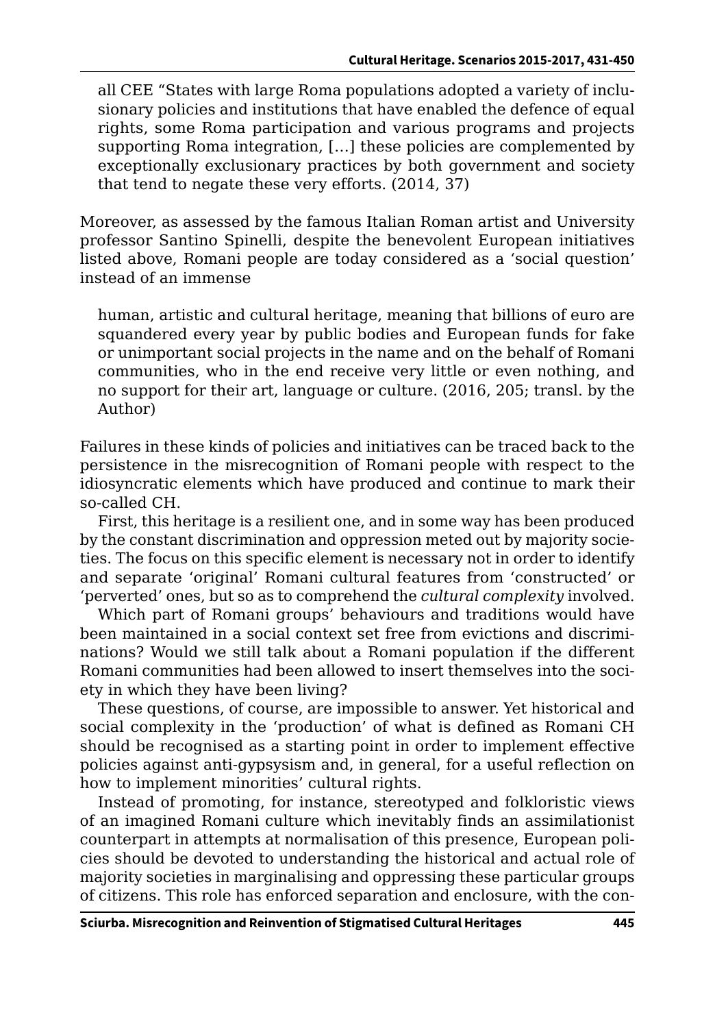all CEE “States with large Roma populations adopted a variety of inclusionary policies and institutions that have enabled the defence of equal rights, some Roma participation and various programs and projects supporting Roma integration, […] these policies are complemented by exceptionally exclusionary practices by both government and society that tend to negate these very efforts. (2014, 37)

Moreover, as assessed by the famous Italian Roman artist and University professor Santino Spinelli, despite the benevolent European initiatives listed above, Romani people are today considered as a ‘social question’ instead of an immense

> human, artistic and cultural heritage, meaning that billions of euro are squandered every year by public bodies and European funds for fake or unimportant social projects in the name and on the behalf of Romani communities, who in the end receive very little or even nothing, and no support for their art, language or culture. (2016, 205; transl. by the Author)

Failures in these kinds of policies and initiatives can be traced back to the persistence in the misrecognition of Romani people with respect to the idiosyncratic elements which have produced and continue to mark their so-called CH.

First, this heritage is a resilient one, and in some way has been produced by the constant discrimination and oppression meted out by majority societies. The focus on this specific element is necessary not in order to identify and separate ‘original’ Romani cultural features from ‘constructed’ or ‘perverted’ ones, but so as to comprehend the *cultural complexity* involved.

Which part of Romani groups’ behaviours and traditions would have been maintained in a social context set free from evictions and discriminations? Would we still talk about a Romani population if the different Romani communities had been allowed to insert themselves into the society in which they have been living?

These questions, of course, are impossible to answer. Yet historical and social complexity in the ‘production’ of what is defined as Romani CH should be recognised as a starting point in order to implement effective policies against anti-gypsysism and, in general, for a useful reflection on how to implement minorities’ cultural rights.

Instead of promoting, for instance, stereotyped and folkloristic views of an imagined Romani culture which inevitably finds an assimilationist counterpart in attempts at normalisation of this presence, European policies should be devoted to understanding the historical and actual role of majority societies in marginalising and oppressing these particular groups of citizens. This role has enforced separation and enclosure, with the con-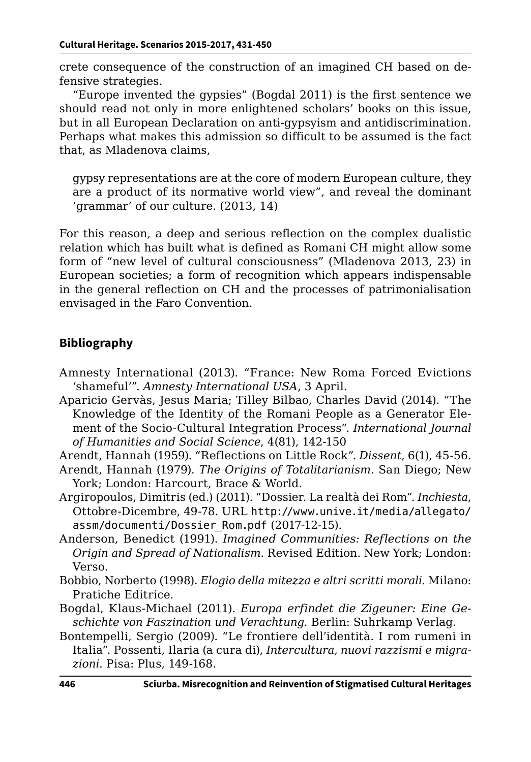crete consequence of the construction of an imagined CH based on defensive strategies.

"Europe invented the gypsies" (Bogdal 2011) is the first sentence we should read not only in more enlightened scholars' books on this issue, but in all European Declaration on anti-gypsyism and antidiscrimination. Perhaps what makes this admission so difficult to be assumed is the fact that, as Mladenova claims,

> gypsy representations are at the core of modern European culture, they are a product of its normative world view", and reveal the dominant 'grammar' of our culture. (2013, 14)

For this reason, a deep and serious reflection on the complex dualistic relation which has built what is defined as Romani CH might allow some form of "new level of cultural consciousness" (Mladenova 2013, 23) in European societies; a form of recognition which appears indispensable in the general reflection on CH and the processes of patrimonialisation envisaged in the Faro Convention.

## Bibliography

Amnesty International (2013). "France: New Roma Forced Evictions 'shameful'". *Amnesty International USA*, 3 April.

Aparicio Gervàs, Jesus Maria; Tilley Bilbao, Charles David (2014). "The Knowledge of the Identity of the Romani People as a Generator Element of the Socio-Cultural Integration Process". *International Journal of Humanities and Social Science*, 4(81), 142-150

Arendt, Hannah (1959). "Reflections on Little Rock". *Dissent*, 6(1), 45-56.

Arendt, Hannah (1979). *The Origins of Totalitarianism*. San Diego; New York; London: Harcourt, Brace & World.

Argiropoulos, Dimitris (ed.) (2011). "Dossier. La realtà dei Rom". *Inchiesta*, Ottobre-Dicembre, 49-78. URL http://www.unive.it/media/allegato/assm/documenti/Dossier_Rom.pdf (2017-12-15).

Anderson, Benedict (1991). *Imagined Communities: Reflections on the Origin and Spread of Nationalism*. Revised Edition. New York; London: Verso.

Bobbio, Norberto (1998). *Elogio della mitezza e altri scritti morali*. Milano: Pratiche Editrice.

Bogdal, Klaus-Michael (2011). *Europa erfindet die Zigeuner: Eine Geschichte von Faszination und Verachtung*. Berlin: Suhrkamp Verlag.

Bontempelli, Sergio (2009). "Le frontiere dell'identità. I rom rumeni in Italia". Possenti, Ilaria (a cura di), *Intercultura, nuovi razzismi e migrazioni*. Pisa: Plus, 149-168.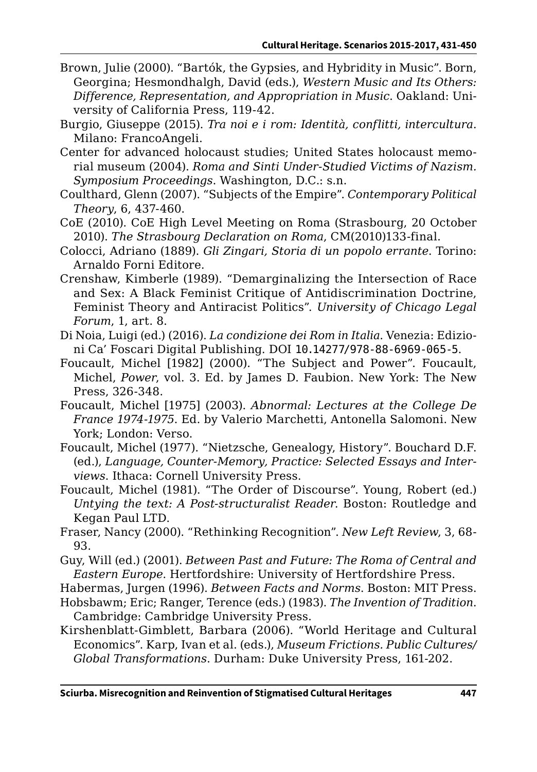Brown, Julie (2000). “Bartók, the Gypsies, and Hybridity in Music”. Born, Georgina; Hesmondhalgh, David (eds.), *Western Music and Its Others: Difference, Representation, and Appropriation in Music*. Oakland: University of California Press, 119-42.

Burgio, Giuseppe (2015). *Tra noi e i rom: Identità, conflitti, intercultura*. Milano: FrancoAngeli.

Center for advanced holocaust studies; United States holocaust memorial museum (2004). *Roma and Sinti Under-Studied Victims of Nazism. Symposium Proceedings*. Washington, D.C.: s.n.

Coulthard, Glenn (2007). “Subjects of the Empire”. *Contemporary Political Theory*, 6, 437-460.

CoE (2010). CoE High Level Meeting on Roma (Strasbourg, 20 October 2010). *The Strasbourg Declaration on Roma*, CM(2010)133-final.

Colocci, Adriano (1889). *Gli Zingari, Storia di un popolo errante*. Torino: Arnaldo Forni Editore.

Crenshaw, Kimberle (1989). “Demarginalizing the Intersection of Race and Sex: A Black Feminist Critique of Antidiscrimination Doctrine, Feminist Theory and Antiracist Politics”. *University of Chicago Legal Forum*, 1, art. 8.

Di Noia, Luigi (ed.) (2016). *La condizione dei Rom in Italia*. Venezia: Edizioni Ca’ Foscari Digital Publishing. DOI 10.14277/978-88-6969-065-5.

Foucault, Michel [1982] (2000). “The Subject and Power”. Foucault, Michel, *Power*, vol. 3. Ed. by James D. Faubion. New York: The New Press, 326-348.

Foucault, Michel [1975] (2003). *Abnormal: Lectures at the College De France 1974-1975*. Ed. by Valerio Marchetti, Antonella Salomoni. New York; London: Verso.

Foucault, Michel (1977). “Nietzsche, Genealogy, History”. Bouchard D.F. (ed.), *Language, Counter-Memory, Practice: Selected Essays and Interviews*. Ithaca: Cornell University Press.

Foucault, Michel (1981). “The Order of Discourse”. Young, Robert (ed.) *Untying the text: A Post-structuralist Reader*. Boston: Routledge and Kegan Paul LTD.

Fraser, Nancy (2000). “Rethinking Recognition”. *New Left Review*, 3, 68-93.

Guy, Will (ed.) (2001). *Between Past and Future: The Roma of Central and Eastern Europe*. Hertfordshire: University of Hertfordshire Press.

Habermas, Jurgen (1996). *Between Facts and Norms*. Boston: MIT Press.

Hobsbawm; Eric; Ranger, Terence (eds.) (1983). *The Invention of Tradition*. Cambridge: Cambridge University Press.

Kirshenblatt-Gimblett, Barbara (2006). “World Heritage and Cultural Economics”. Karp, Ivan et al. (eds.), *Museum Frictions. Public Cultures/Global Transformations*. Durham: Duke University Press, 161-202.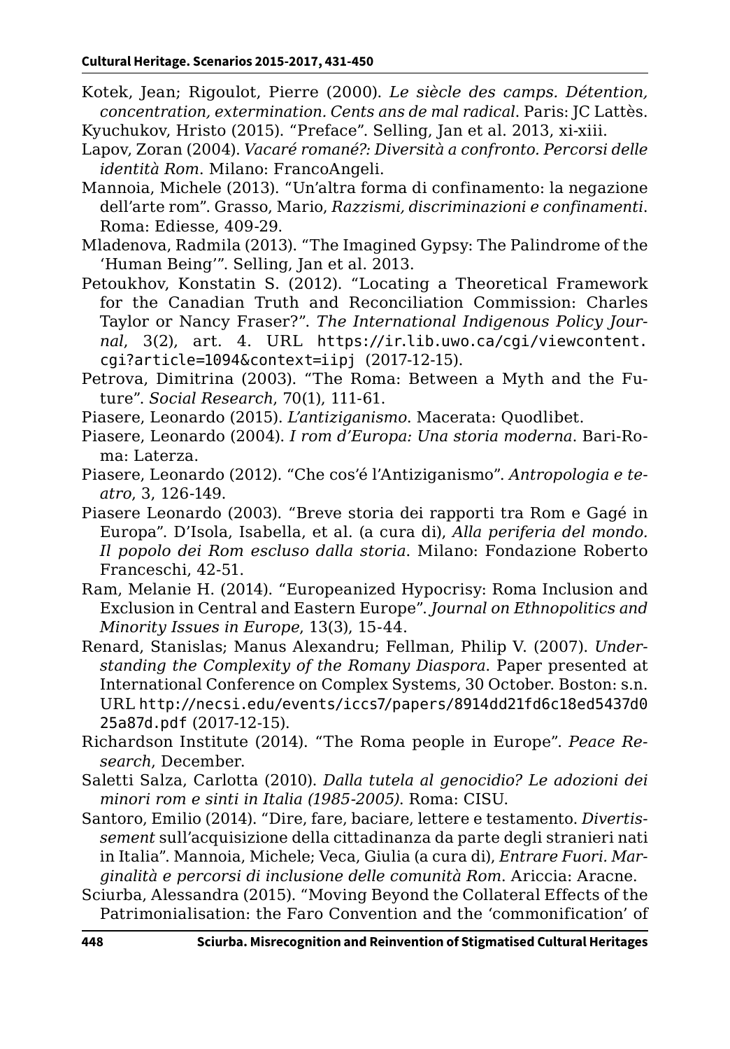Kotek, Jean; Rigoulot, Pierre (2000). *Le siècle des camps. Détention, concentration, extermination. Cents ans de mal radical*. Paris: JC Lattès.

Kyuchukov, Hristo (2015). "Preface". Selling, Jan et al. 2013, xi-xiii.

Lapov, Zoran (2004). *Vacaré romané?: Diversità a confronto. Percorsi delle identità Rom*. Milano: FrancoAngeli.

Mannoia, Michele (2013). "Un'altra forma di confinamento: la negazione dell'arte rom". Grasso, Mario, *Razzismi, discriminazioni e confinamenti*. Roma: Ediesse, 409-29.

Mladenova, Radmila (2013). "The Imagined Gypsy: The Palindrome of the 'Human Being'". Selling, Jan et al. 2013.

Petoukhov, Konstatin S. (2012). "Locating a Theoretical Framework for the Canadian Truth and Reconciliation Commission: Charles Taylor or Nancy Fraser?". *The International Indigenous Policy Journal*, 3(2), art. 4. URL https://ir.lib.uwo.ca/cgi/viewcontent.cgi?article=1094&context=iipj (2017-12-15).

Petrova, Dimitrina (2003). "The Roma: Between a Myth and the Future". *Social Research*, 70(1), 111-61.

Piasere, Leonardo (2015). *L'antiziganismo*. Macerata: Quodlibet.

Piasere, Leonardo (2004). *I rom d'Europa: Una storia moderna*. Bari-Roma: Laterza.

Piasere, Leonardo (2012). "Che cos'é l'Antiziganismo". *Antropologia e teatro*, 3, 126-149.

Piasere Leonardo (2003). "Breve storia dei rapporti tra Rom e Gagé in Europa". D'Isola, Isabella, et al. (a cura di), *Alla periferia del mondo. Il popolo dei Rom escluso dalla storia*. Milano: Fondazione Roberto Franceschi, 42-51.

Ram, Melanie H. (2014). "Europeanized Hypocrisy: Roma Inclusion and Exclusion in Central and Eastern Europe". *Journal on Ethnopolitics and Minority Issues in Europe*, 13(3), 15-44.

Renard, Stanislas; Manus Alexandru; Fellman, Philip V. (2007). *Understanding the Complexity of the Romany Diaspora*. Paper presented at International Conference on Complex Systems, 30 October. Boston: s.n. URL http://necsi.edu/events/iccs7/papers/8914dd21fd6c18ed5437d025a87d.pdf (2017-12-15).

Richardson Institute (2014). "The Roma people in Europe". *Peace Research*, December.

Saletti Salza, Carlotta (2010). *Dalla tutela al genocidio? Le adozioni dei minori rom e sinti in Italia (1985-2005)*. Roma: CISU.

Santoro, Emilio (2014). "Dire, fare, baciare, lettere e testamento. *Divertissement* sull'acquisizione della cittadinanza da parte degli stranieri nati in Italia". Mannoia, Michele; Veca, Giulia (a cura di), *Entrare Fuori. Marginalità e percorsi di inclusione delle comunità Rom*. Ariccia: Aracne.

Sciurba, Alessandra (2015). "Moving Beyond the Collateral Effects of the Patrimonialisation: the Faro Convention and the 'commonification' of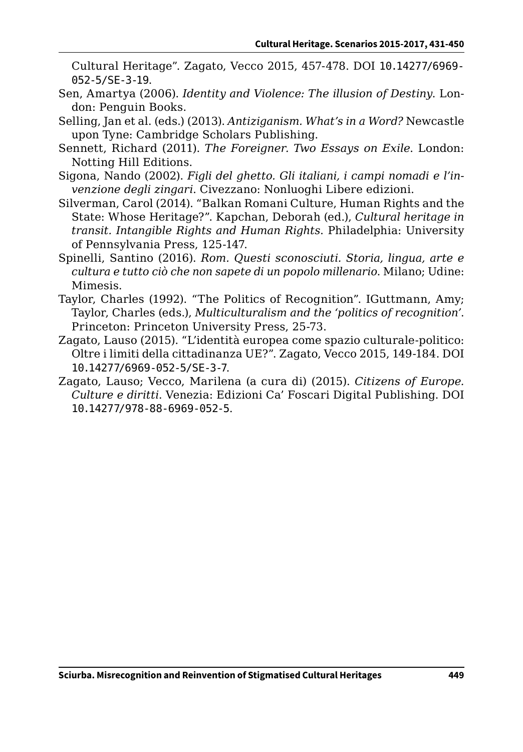Cultural Heritage". Zagato, Vecco 2015, 457-478. DOI 10.14277/6969-052-5/SE-3-19.

Sen, Amartya (2006). *Identity and Violence: The illusion of Destiny*. London: Penguin Books.

Selling, Jan et al. (eds.) (2013). *Antiziganism. What's in a Word?* Newcastle upon Tyne: Cambridge Scholars Publishing.

Sennett, Richard (2011). *The Foreigner. Two Essays on Exile*. London: Notting Hill Editions.

Sigona, Nando (2002). *Figli del ghetto. Gli italiani, i campi nomadi e l'invenzione degli zingari*. Civezzano: Nonluoghi Libere edizioni.

Silverman, Carol (2014). "Balkan Romani Culture, Human Rights and the State: Whose Heritage?". Kapchan, Deborah (ed.), *Cultural heritage in transit. Intangible Rights and Human Rights*. Philadelphia: University of Pennsylvania Press, 125-147.

Spinelli, Santino (2016). *Rom. Questi sconosciuti. Storia, lingua, arte e cultura e tutto ciò che non sapete di un popolo millenario*. Milano; Udine: Mimesis.

Taylor, Charles (1992). "The Politics of Recognition". IGuttmann, Amy; Taylor, Charles (eds.), *Multiculturalism and the 'politics of recognition'*. Princeton: Princeton University Press, 25-73.

Zagato, Lauso (2015). "L'identità europea come spazio culturale-politico: Oltre i limiti della cittadinanza UE?". Zagato, Vecco 2015, 149-184. DOI 10.14277/6969-052-5/SE-3-7.

Zagato, Lauso; Vecco, Marilena (a cura di) (2015). *Citizens of Europe. Culture e diritti*. Venezia: Edizioni Ca' Foscari Digital Publishing. DOI 10.14277/978-88-6969-052-5.